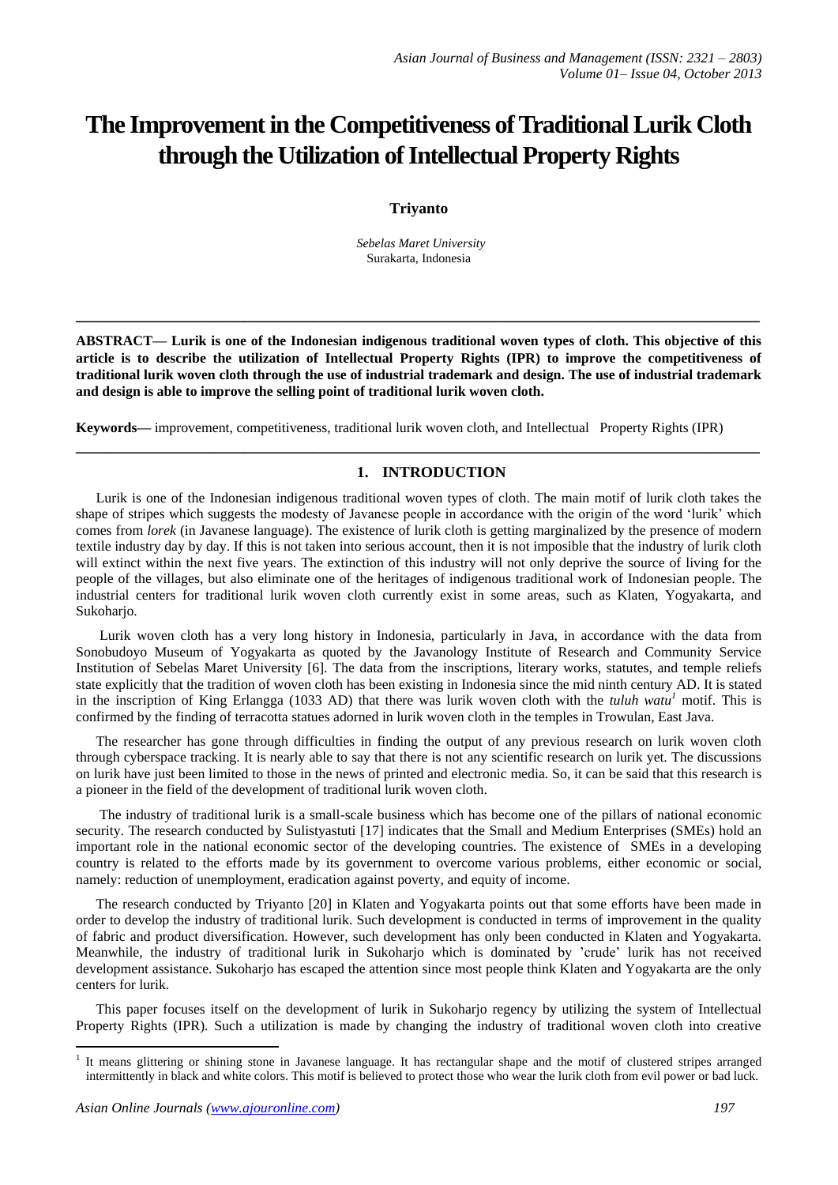# The Improvement in the Competitiveness of Traditional Lurik Cloth through the Utilization of Intellectual Property Rights

**Triyanto**

*Sebelas Maret University*
Surakarta, Indonesia

---

**ABSTRACT— Lurik is one of the Indonesian indigenous traditional woven types of cloth. This objective of this article is to describe the utilization of Intellectual Property Rights (IPR) to improve the competitiveness of traditional lurik woven cloth through the use of industrial trademark and design. The use of industrial trademark and design is able to improve the selling point of traditional lurik woven cloth.**

**Keywords—** improvement, competitiveness, traditional lurik woven cloth, and Intellectual Property Rights (IPR)

---

## 1. INTRODUCTION

Lurik is one of the Indonesian indigenous traditional woven types of cloth. The main motif of lurik cloth takes the shape of stripes which suggests the modesty of Javanese people in accordance with the origin of the word 'lurik' which comes from *lorek* (in Javanese language). The existence of lurik cloth is getting marginalized by the presence of modern textile industry day by day. If this is not taken into serious account, then it is not imposible that the industry of lurik cloth will extinct within the next five years. The extinction of this industry will not only deprive the source of living for the people of the villages, but also eliminate one of the heritages of indigenous traditional work of Indonesian people. The industrial centers for traditional lurik woven cloth currently exist in some areas, such as Klaten, Yogyakarta, and Sukoharjo.

Lurik woven cloth has a very long history in Indonesia, particularly in Java, in accordance with the data from Sonobudoyo Museum of Yogyakarta as quoted by the Javanology Institute of Research and Community Service Institution of Sebelas Maret University [6]. The data from the inscriptions, literary works, statutes, and temple reliefs state explicitly that the tradition of woven cloth has been existing in Indonesia since the mid ninth century AD. It is stated in the inscription of King Erlangga (1033 AD) that there was lurik woven cloth with the *tuluh watu*[1] motif. This is confirmed by the finding of terracotta statues adorned in lurik woven cloth in the temples in Trowulan, East Java.

The researcher has gone through difficulties in finding the output of any previous research on lurik woven cloth through cyberspace tracking. It is nearly able to say that there is not any scientific research on lurik yet. The discussions on lurik have just been limited to those in the news of printed and electronic media. So, it can be said that this research is a pioneer in the field of the development of traditional lurik woven cloth.

The industry of traditional lurik is a small-scale business which has become one of the pillars of national economic security. The research conducted by Sulistyastuti [17] indicates that the Small and Medium Enterprises (SMEs) hold an important role in the national economic sector of the developing countries. The existence of SMEs in a developing country is related to the efforts made by its government to overcome various problems, either economic or social, namely: reduction of unemployment, eradication against poverty, and equity of income.

The research conducted by Triyanto [20] in Klaten and Yogyakarta points out that some efforts have been made in order to develop the industry of traditional lurik. Such development is conducted in terms of improvement in the quality of fabric and product diversification. However, such development has only been conducted in Klaten and Yogyakarta. Meanwhile, the industry of traditional lurik in Sukoharjo which is dominated by 'crude' lurik has not received development assistance. Sukoharjo has escaped the attention since most people think Klaten and Yogyakarta are the only centers for lurik.

This paper focuses itself on the development of lurik in Sukoharjo regency by utilizing the system of Intellectual Property Rights (IPR). Such a utilization is made by changing the industry of traditional woven cloth into creative

---

[1] It means glittering or shining stone in Javanese language. It has rectangular shape and the motif of clustered stripes arranged intermittently in black and white colors. This motif is believed to protect those who wear the lurik cloth from evil power or bad luck.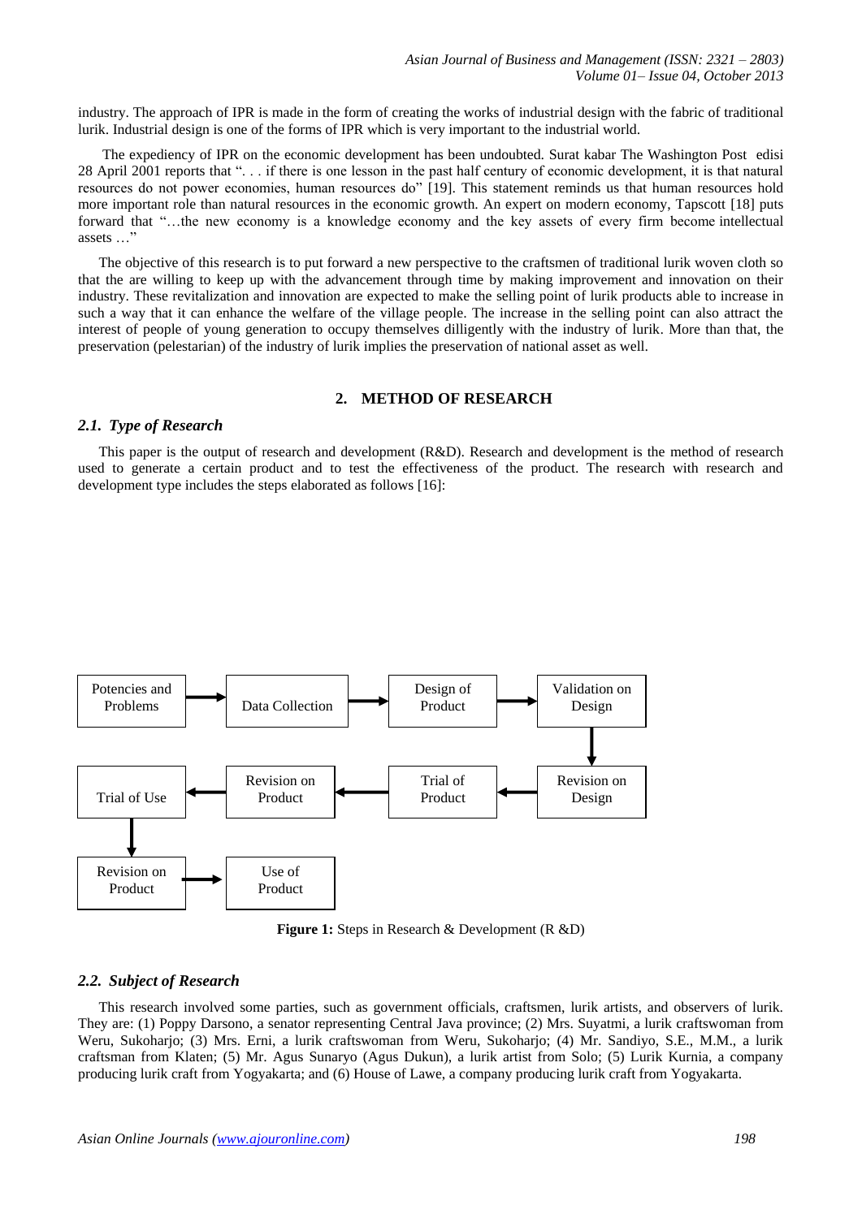industry. The approach of IPR is made in the form of creating the works of industrial design with the fabric of traditional lurik. Industrial design is one of the forms of IPR which is very important to the industrial world.

The expediency of IPR on the economic development has been undoubted. Surat kabar The Washington Post edisi 28 April 2001 reports that ". . . if there is one lesson in the past half century of economic development, it is that natural resources do not power economies, human resources do" [19]. This statement reminds us that human resources hold more important role than natural resources in the economic growth. An expert on modern economy, Tapscott [18] puts forward that "…the new economy is a knowledge economy and the key assets of every firm become intellectual assets …"

The objective of this research is to put forward a new perspective to the craftsmen of traditional lurik woven cloth so that the are willing to keep up with the advancement through time by making improvement and innovation on their industry. These revitalization and innovation are expected to make the selling point of lurik products able to increase in such a way that it can enhance the welfare of the village people. The increase in the selling point can also attract the interest of people of young generation to occupy themselves dilligently with the industry of lurik. More than that, the preservation (pelestarian) of the industry of lurik implies the preservation of national asset as well.

## 2. METHOD OF RESEARCH

### *2.1. Type of Research*

This paper is the output of research and development (R&D). Research and development is the method of research used to generate a certain product and to test the effectiveness of the product. The research with research and development type includes the steps elaborated as follows [16]:

Potencies and Problems → Data Collection → Design of Product → Validation on Design → Revision on Design → Trial of Product → Revision on Product → Trial of Use → Revision on Product → Use of Product

**Figure 1:** Steps in Research & Development (R &D)

### *2.2. Subject of Research*

This research involved some parties, such as government officials, craftsmen, lurik artists, and observers of lurik. They are: (1) Poppy Darsono, a senator representing Central Java province; (2) Mrs. Suyatmi, a lurik craftswoman from Weru, Sukoharjo; (3) Mrs. Erni, a lurik craftswoman from Weru, Sukoharjo; (4) Mr. Sandiyo, S.E., M.M., a lurik craftsman from Klaten; (5) Mr. Agus Sunaryo (Agus Dukun), a lurik artist from Solo; (5) Lurik Kurnia, a company producing lurik craft from Yogyakarta; and (6) House of Lawe, a company producing lurik craft from Yogyakarta.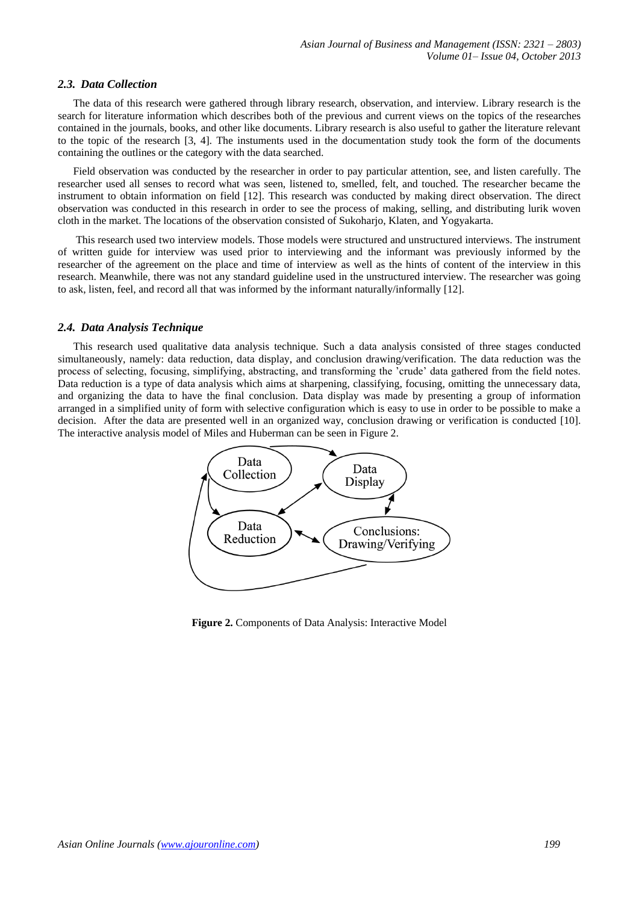### *2.3. Data Collection*

The data of this research were gathered through library research, observation, and interview. Library research is the search for literature information which describes both of the previous and current views on the topics of the researches contained in the journals, books, and other like documents. Library research is also useful to gather the literature relevant to the topic of the research [3, 4]. The instuments used in the documentation study took the form of the documents containing the outlines or the category with the data searched.

Field observation was conducted by the researcher in order to pay particular attention, see, and listen carefully. The researcher used all senses to record what was seen, listened to, smelled, felt, and touched. The researcher became the instrument to obtain information on field [12]. This research was conducted by making direct observation. The direct observation was conducted in this research in order to see the process of making, selling, and distributing lurik woven cloth in the market. The locations of the observation consisted of Sukoharjo, Klaten, and Yogyakarta.

This research used two interview models. Those models were structured and unstructured interviews. The instrument of written guide for interview was used prior to interviewing and the informant was previously informed by the researcher of the agreement on the place and time of interview as well as the hints of content of the interview in this research. Meanwhile, there was not any standard guideline used in the unstructured interview. The researcher was going to ask, listen, feel, and record all that was informed by the informant naturally/informally [12].

### *2.4. Data Analysis Technique*

This research used qualitative data analysis technique. Such a data analysis consisted of three stages conducted simultaneously, namely: data reduction, data display, and conclusion drawing/verification. The data reduction was the process of selecting, focusing, simplifying, abstracting, and transforming the 'crude' data gathered from the field notes. Data reduction is a type of data analysis which aims at sharpening, classifying, focusing, omitting the unnecessary data, and organizing the data to have the final conclusion. Data display was made by presenting a group of information arranged in a simplified unity of form with selective configuration which is easy to use in order to be possible to make a decision. After the data are presented well in an organized way, conclusion drawing or verification is conducted [10]. The interactive analysis model of Miles and Huberman can be seen in Figure 2.

Data Collection · Data Display · Data Reduction · Conclusions: Drawing/Verifying

**Figure 2.** Components of Data Analysis: Interactive Model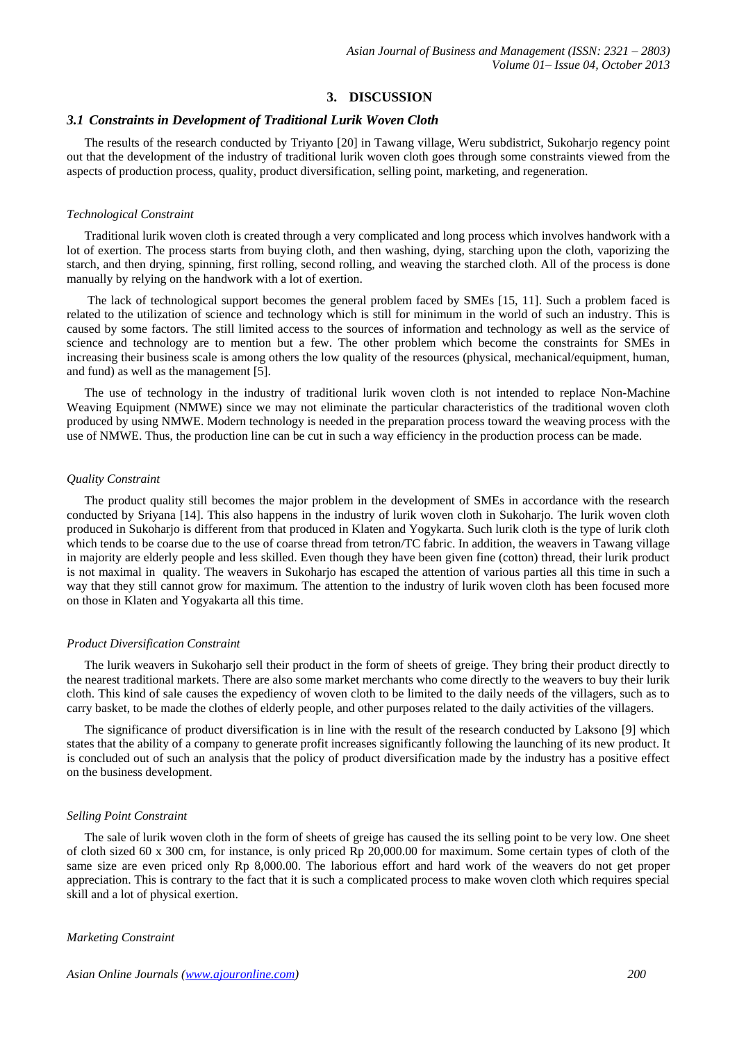# 3. DISCUSSION

## *3.1 Constraints in Development of Traditional Lurik Woven Cloth*

The results of the research conducted by Triyanto [20] in Tawang village, Weru subdistrict, Sukoharjo regency point out that the development of the industry of traditional lurik woven cloth goes through some constraints viewed from the aspects of production process, quality, product diversification, selling point, marketing, and regeneration.

*Technological Constraint*

Traditional lurik woven cloth is created through a very complicated and long process which involves handwork with a lot of exertion. The process starts from buying cloth, and then washing, dying, starching upon the cloth, vaporizing the starch, and then drying, spinning, first rolling, second rolling, and weaving the starched cloth. All of the process is done manually by relying on the handwork with a lot of exertion.

The lack of technological support becomes the general problem faced by SMEs [15, 11]. Such a problem faced is related to the utilization of science and technology which is still for minimum in the world of such an industry. This is caused by some factors. The still limited access to the sources of information and technology as well as the service of science and technology are to mention but a few. The other problem which become the constraints for SMEs in increasing their business scale is among others the low quality of the resources (physical, mechanical/equipment, human, and fund) as well as the management [5].

The use of technology in the industry of traditional lurik woven cloth is not intended to replace Non-Machine Weaving Equipment (NMWE) since we may not eliminate the particular characteristics of the traditional woven cloth produced by using NMWE. Modern technology is needed in the preparation process toward the weaving process with the use of NMWE. Thus, the production line can be cut in such a way efficiency in the production process can be made.

*Quality Constraint*

The product quality still becomes the major problem in the development of SMEs in accordance with the research conducted by Sriyana [14]. This also happens in the industry of lurik woven cloth in Sukoharjo. The lurik woven cloth produced in Sukoharjo is different from that produced in Klaten and Yogykarta. Such lurik cloth is the type of lurik cloth which tends to be coarse due to the use of coarse thread from tetron/TC fabric. In addition, the weavers in Tawang village in majority are elderly people and less skilled. Even though they have been given fine (cotton) thread, their lurik product is not maximal in quality. The weavers in Sukoharjo has escaped the attention of various parties all this time in such a way that they still cannot grow for maximum. The attention to the industry of lurik woven cloth has been focused more on those in Klaten and Yogyakarta all this time.

*Product Diversification Constraint*

The lurik weavers in Sukoharjo sell their product in the form of sheets of greige. They bring their product directly to the nearest traditional markets. There are also some market merchants who come directly to the weavers to buy their lurik cloth. This kind of sale causes the expediency of woven cloth to be limited to the daily needs of the villagers, such as to carry basket, to be made the clothes of elderly people, and other purposes related to the daily activities of the villagers.

The significance of product diversification is in line with the result of the research conducted by Laksono [9] which states that the ability of a company to generate profit increases significantly following the launching of its new product. It is concluded out of such an analysis that the policy of product diversification made by the industry has a positive effect on the business development.

*Selling Point Constraint*

The sale of lurik woven cloth in the form of sheets of greige has caused the its selling point to be very low. One sheet of cloth sized 60 x 300 cm, for instance, is only priced Rp 20,000.00 for maximum. Some certain types of cloth of the same size are even priced only Rp 8,000.00. The laborious effort and hard work of the weavers do not get proper appreciation. This is contrary to the fact that it is such a complicated process to make woven cloth which requires special skill and a lot of physical exertion.

*Marketing Constraint*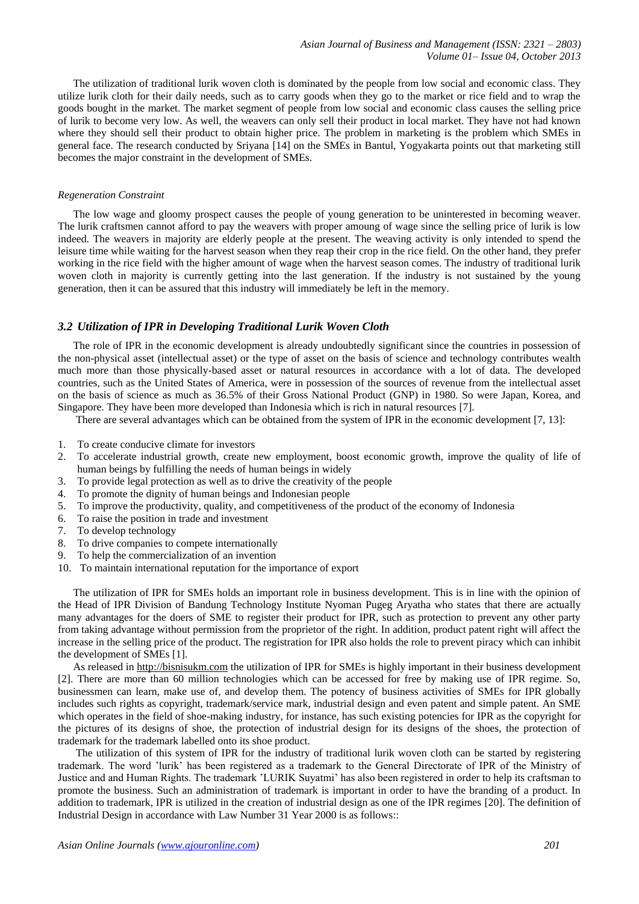The utilization of traditional lurik woven cloth is dominated by the people from low social and economic class. They utilize lurik cloth for their daily needs, such as to carry goods when they go to the market or rice field and to wrap the goods bought in the market. The market segment of people from low social and economic class causes the selling price of lurik to become very low. As well, the weavers can only sell their product in local market. They have not had known where they should sell their product to obtain higher price. The problem in marketing is the problem which SMEs in general face. The research conducted by Sriyana [14] on the SMEs in Bantul, Yogyakarta points out that marketing still becomes the major constraint in the development of SMEs.

*Regeneration Constraint*

The low wage and gloomy prospect causes the people of young generation to be uninterested in becoming weaver. The lurik craftsmen cannot afford to pay the weavers with proper amoung of wage since the selling price of lurik is low indeed. The weavers in majority are elderly people at the present. The weaving activity is only intended to spend the leisure time while waiting for the harvest season when they reap their crop in the rice field. On the other hand, they prefer working in the rice field with the higher amount of wage when the harvest season comes. The industry of traditional lurik woven cloth in majority is currently getting into the last generation. If the industry is not sustained by the young generation, then it can be assured that this industry will immediately be left in the memory.

### *3.2 Utilization of IPR in Developing Traditional Lurik Woven Cloth*

The role of IPR in the economic development is already undoubtedly significant since the countries in possession of the non-physical asset (intellectual asset) or the type of asset on the basis of science and technology contributes wealth much more than those physically-based asset or natural resources in accordance with a lot of data. The developed countries, such as the United States of America, were in possession of the sources of revenue from the intellectual asset on the basis of science as much as 36.5% of their Gross National Product (GNP) in 1980. So were Japan, Korea, and Singapore. They have been more developed than Indonesia which is rich in natural resources [7].

There are several advantages which can be obtained from the system of IPR in the economic development [7, 13]:

1. To create conducive climate for investors
2. To accelerate industrial growth, create new employment, boost economic growth, improve the quality of life of human beings by fulfilling the needs of human beings in widely
3. To provide legal protection as well as to drive the creativity of the people
4. To promote the dignity of human beings and Indonesian people
5. To improve the productivity, quality, and competitiveness of the product of the economy of Indonesia
6. To raise the position in trade and investment
7. To develop technology
8. To drive companies to compete internationally
9. To help the commercialization of an invention
10. To maintain international reputation for the importance of export

The utilization of IPR for SMEs holds an important role in business development. This is in line with the opinion of the Head of IPR Division of Bandung Technology Institute Nyoman Pugeg Aryatha who states that there are actually many advantages for the doers of SME to register their product for IPR, such as protection to prevent any other party from taking advantage without permission from the proprietor of the right. In addition, product patent right will affect the increase in the selling price of the product. The registration for IPR also holds the role to prevent piracy which can inhibit the development of SMEs [1].

As released in http://bisnisukm.com the utilization of IPR for SMEs is highly important in their business development [2]. There are more than 60 million technologies which can be accessed for free by making use of IPR regime. So, businessmen can learn, make use of, and develop them. The potency of business activities of SMEs for IPR globally includes such rights as copyright, trademark/service mark, industrial design and even patent and simple patent. An SME which operates in the field of shoe-making industry, for instance, has such existing potencies for IPR as the copyright for the pictures of its designs of shoe, the protection of industrial design for its designs of the shoes, the protection of trademark for the trademark labelled onto its shoe product.

The utilization of this system of IPR for the industry of traditional lurik woven cloth can be started by registering trademark. The word 'lurik' has been registered as a trademark to the General Directorate of IPR of the Ministry of Justice and and Human Rights. The trademark 'LURIK Suyatmi' has also been registered in order to help its craftsman to promote the business. Such an administration of trademark is important in order to have the branding of a product. In addition to trademark, IPR is utilized in the creation of industrial design as one of the IPR regimes [20]. The definition of Industrial Design in accordance with Law Number 31 Year 2000 is as follows::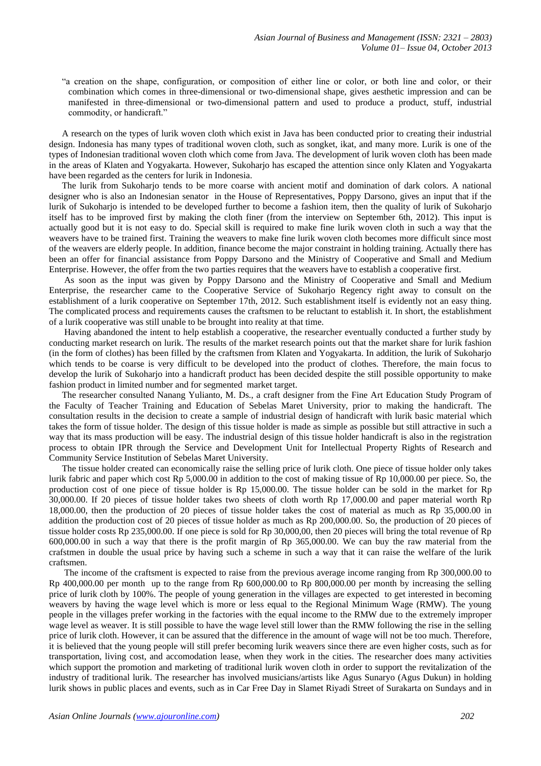"a creation on the shape, configuration, or composition of either line or color, or both line and color, or their combination which comes in three-dimensional or two-dimensional shape, gives aesthetic impression and can be manifested in three-dimensional or two-dimensional pattern and used to produce a product, stuff, industrial commodity, or handicraft."

A research on the types of lurik woven cloth which exist in Java has been conducted prior to creating their industrial design. Indonesia has many types of traditional woven cloth, such as songket, ikat, and many more. Lurik is one of the types of Indonesian traditional woven cloth which come from Java. The development of lurik woven cloth has been made in the areas of Klaten and Yogyakarta. However, Sukoharjo has escaped the attention since only Klaten and Yogyakarta have been regarded as the centers for lurik in Indonesia.

The lurik from Sukoharjo tends to be more coarse with ancient motif and domination of dark colors. A national designer who is also an Indonesian senator in the House of Representatives, Poppy Darsono, gives an input that if the lurik of Sukoharjo is intended to be developed further to become a fashion item, then the quality of lurik of Sukoharjo itself has to be improved first by making the cloth finer (from the interview on September 6th, 2012). This input is actually good but it is not easy to do. Special skill is required to make fine lurik woven cloth in such a way that the weavers have to be trained first. Training the weavers to make fine lurik woven cloth becomes more difficult since most of the weavers are elderly people. In addition, finance become the major constraint in holding training. Actually there has been an offer for financial assistance from Poppy Darsono and the Ministry of Cooperative and Small and Medium Enterprise. However, the offer from the two parties requires that the weavers have to establish a cooperative first.

As soon as the input was given by Poppy Darsono and the Ministry of Cooperative and Small and Medium Enterprise, the researcher came to the Cooperative Service of Sukoharjo Regency right away to consult on the establishment of a lurik cooperative on September 17th, 2012. Such establishment itself is evidently not an easy thing. The complicated process and requirements causes the craftsmen to be reluctant to establish it. In short, the establishment of a lurik cooperative was still unable to be brought into reality at that time.

Having abandoned the intent to help establish a cooperative, the researcher eventually conducted a further study by conducting market research on lurik. The results of the market research points out that the market share for lurik fashion (in the form of clothes) has been filled by the craftsmen from Klaten and Yogyakarta. In addition, the lurik of Sukoharjo which tends to be coarse is very difficult to be developed into the product of clothes. Therefore, the main focus to develop the lurik of Sukoharjo into a handicraft product has been decided despite the still possible opportunity to make fashion product in limited number and for segmented market target.

The researcher consulted Nanang Yulianto, M. Ds., a craft designer from the Fine Art Education Study Program of the Faculty of Teacher Training and Education of Sebelas Maret University, prior to making the handicraft. The consultation results in the decision to create a sample of industrial design of handicraft with lurik basic material which takes the form of tissue holder. The design of this tissue holder is made as simple as possible but still attractive in such a way that its mass production will be easy. The industrial design of this tissue holder handicraft is also in the registration process to obtain IPR through the Service and Development Unit for Intellectual Property Rights of Research and Community Service Institution of Sebelas Maret University.

The tissue holder created can economically raise the selling price of lurik cloth. One piece of tissue holder only takes lurik fabric and paper which cost Rp 5,000.00 in addition to the cost of making tissue of Rp 10,000.00 per piece. So, the production cost of one piece of tissue holder is Rp 15,000.00. The tissue holder can be sold in the market for Rp 30,000.00. If 20 pieces of tissue holder takes two sheets of cloth worth Rp 17,000.00 and paper material worth Rp 18,000.00, then the production of 20 pieces of tissue holder takes the cost of material as much as Rp 35,000.00 in addition the production cost of 20 pieces of tissue holder as much as Rp 200,000.00. So, the production of 20 pieces of tissue holder costs Rp 235,000.00. If one piece is sold for Rp 30,000,00, then 20 pieces will bring the total revenue of Rp 600,000.00 in such a way that there is the profit margin of Rp 365,000.00. We can buy the raw material from the crafstmen in double the usual price by having such a scheme in such a way that it can raise the welfare of the lurik craftsmen.

The income of the craftsment is expected to raise from the previous average income ranging from Rp 300,000.00 to Rp 400,000.00 per month up to the range from Rp 600,000.00 to Rp 800,000.00 per month by increasing the selling price of lurik cloth by 100%. The people of young generation in the villages are expected to get interested in becoming weavers by having the wage level which is more or less equal to the Regional Minimum Wage (RMW). The young people in the villages prefer working in the factories with the equal income to the RMW due to the extremely improper wage level as weaver. It is still possible to have the wage level still lower than the RMW following the rise in the selling price of lurik cloth. However, it can be assured that the difference in the amount of wage will not be too much. Therefore, it is believed that the young people will still prefer becoming lurik weavers since there are even higher costs, such as for transportation, living cost, and accomodation lease, when they work in the cities. The researcher does many activities which support the promotion and marketing of traditional lurik woven cloth in order to support the revitalization of the industry of traditional lurik. The researcher has involved musicians/artists like Agus Sunaryo (Agus Dukun) in holding lurik shows in public places and events, such as in Car Free Day in Slamet Riyadi Street of Surakarta on Sundays and in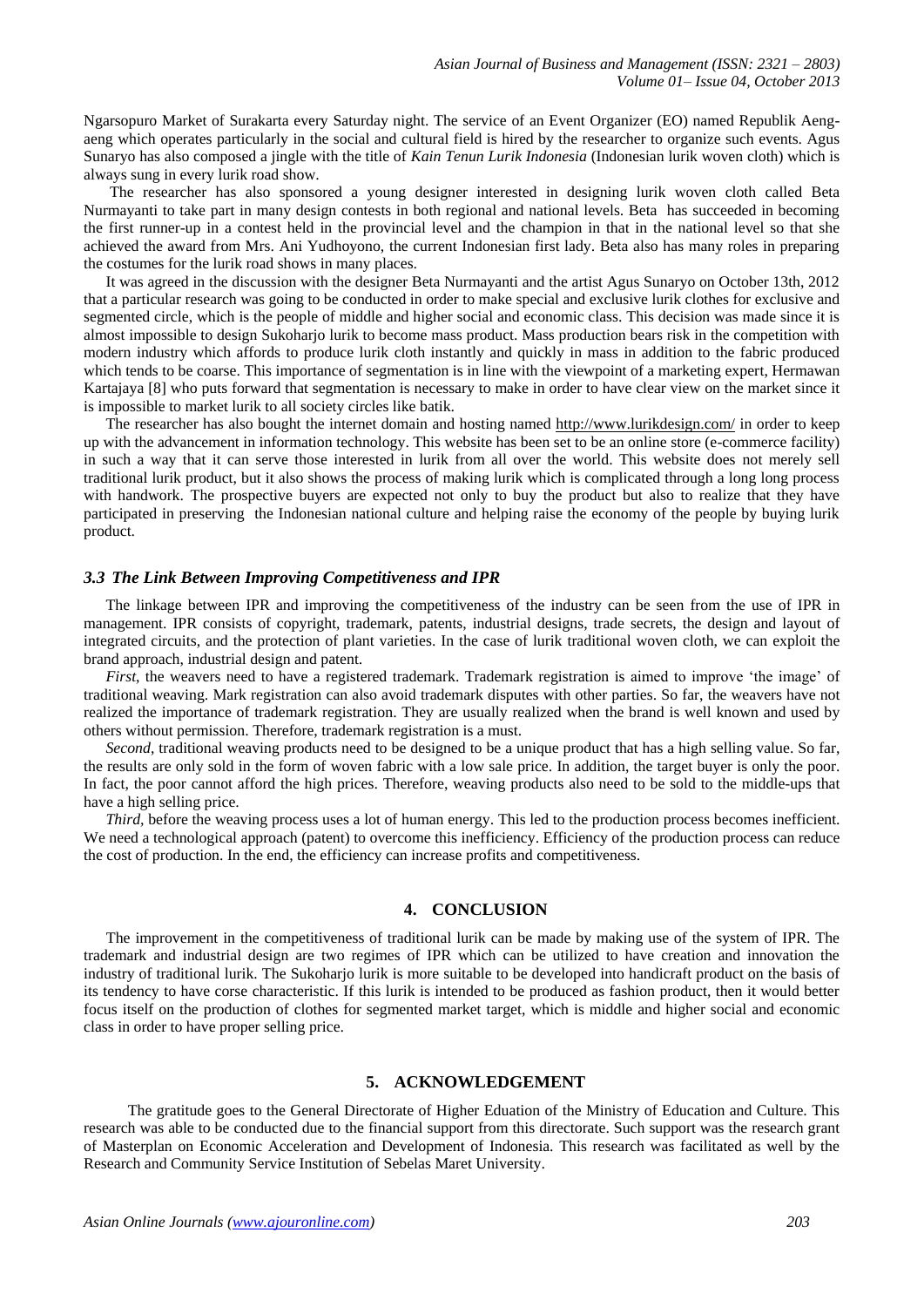Ngarsopuro Market of Surakarta every Saturday night. The service of an Event Organizer (EO) named Republik Aeng-aeng which operates particularly in the social and cultural field is hired by the researcher to organize such events. Agus Sunaryo has also composed a jingle with the title of *Kain Tenun Lurik Indonesia* (Indonesian lurik woven cloth) which is always sung in every lurik road show.

The researcher has also sponsored a young designer interested in designing lurik woven cloth called Beta Nurmayanti to take part in many design contests in both regional and national levels. Beta has succeeded in becoming the first runner-up in a contest held in the provincial level and the champion in that in the national level so that she achieved the award from Mrs. Ani Yudhoyono, the current Indonesian first lady. Beta also has many roles in preparing the costumes for the lurik road shows in many places.

It was agreed in the discussion with the designer Beta Nurmayanti and the artist Agus Sunaryo on October 13th, 2012 that a particular research was going to be conducted in order to make special and exclusive lurik clothes for exclusive and segmented circle, which is the people of middle and higher social and economic class. This decision was made since it is almost impossible to design Sukoharjo lurik to become mass product. Mass production bears risk in the competition with modern industry which affords to produce lurik cloth instantly and quickly in mass in addition to the fabric produced which tends to be coarse. This importance of segmentation is in line with the viewpoint of a marketing expert, Hermawan Kartajaya [8] who puts forward that segmentation is necessary to make in order to have clear view on the market since it is impossible to market lurik to all society circles like batik.

The researcher has also bought the internet domain and hosting named http://www.lurikdesign.com/ in order to keep up with the advancement in information technology. This website has been set to be an online store (e-commerce facility) in such a way that it can serve those interested in lurik from all over the world. This website does not merely sell traditional lurik product, but it also shows the process of making lurik which is complicated through a long long process with handwork. The prospective buyers are expected not only to buy the product but also to realize that they have participated in preserving the Indonesian national culture and helping raise the economy of the people by buying lurik product.

### *3.3 The Link Between Improving Competitiveness and IPR*

The linkage between IPR and improving the competitiveness of the industry can be seen from the use of IPR in management. IPR consists of copyright, trademark, patents, industrial designs, trade secrets, the design and layout of integrated circuits, and the protection of plant varieties. In the case of lurik traditional woven cloth, we can exploit the brand approach, industrial design and patent.

*First*, the weavers need to have a registered trademark. Trademark registration is aimed to improve 'the image' of traditional weaving. Mark registration can also avoid trademark disputes with other parties. So far, the weavers have not realized the importance of trademark registration. They are usually realized when the brand is well known and used by others without permission. Therefore, trademark registration is a must.

*Second*, traditional weaving products need to be designed to be a unique product that has a high selling value. So far, the results are only sold in the form of woven fabric with a low sale price. In addition, the target buyer is only the poor. In fact, the poor cannot afford the high prices. Therefore, weaving products also need to be sold to the middle-ups that have a high selling price.

*Third,* before the weaving process uses a lot of human energy. This led to the production process becomes inefficient. We need a technological approach (patent) to overcome this inefficiency. Efficiency of the production process can reduce the cost of production. In the end, the efficiency can increase profits and competitiveness.

## 4. CONCLUSION

The improvement in the competitiveness of traditional lurik can be made by making use of the system of IPR. The trademark and industrial design are two regimes of IPR which can be utilized to have creation and innovation the industry of traditional lurik. The Sukoharjo lurik is more suitable to be developed into handicraft product on the basis of its tendency to have corse characteristic. If this lurik is intended to be produced as fashion product, then it would better focus itself on the production of clothes for segmented market target, which is middle and higher social and economic class in order to have proper selling price.

## 5. ACKNOWLEDGEMENT

The gratitude goes to the General Directorate of Higher Eduation of the Ministry of Education and Culture. This research was able to be conducted due to the financial support from this directorate. Such support was the research grant of Masterplan on Economic Acceleration and Development of Indonesia. This research was facilitated as well by the Research and Community Service Institution of Sebelas Maret University.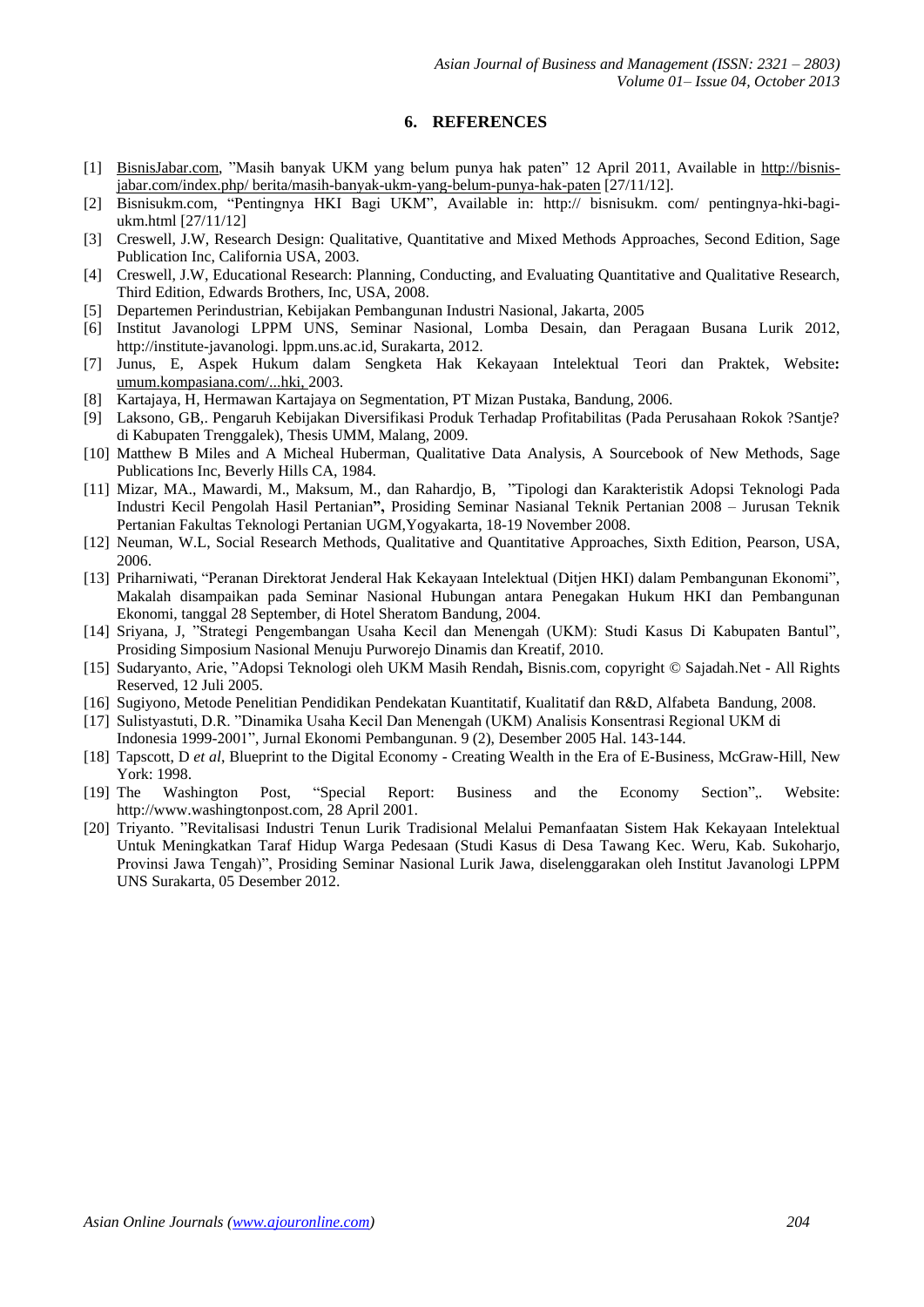## 6. REFERENCES

[1] BisnisJabar.com, "Masih banyak UKM yang belum punya hak paten" 12 April 2011, Available in http://bisnis-jabar.com/index.php/ berita/masih-banyak-ukm-yang-belum-punya-hak-paten [27/11/12].

[2] Bisnisukm.com, "Pentingnya HKI Bagi UKM", Available in: http:// bisnisukm. com/ pentingnya-hki-bagi-ukm.html [27/11/12]

[3] Creswell, J.W, Research Design: Qualitative, Quantitative and Mixed Methods Approaches, Second Edition, Sage Publication Inc, California USA, 2003.

[4] Creswell, J.W, Educational Research: Planning, Conducting, and Evaluating Quantitative and Qualitative Research, Third Edition, Edwards Brothers, Inc, USA, 2008.

[5] Departemen Perindustrian, Kebijakan Pembangunan Industri Nasional, Jakarta, 2005

[6] Institut Javanologi LPPM UNS, Seminar Nasional, Lomba Desain, dan Peragaan Busana Lurik 2012, http://institute-javanologi. lppm.uns.ac.id, Surakarta, 2012.

[7] Junus, E, Aspek Hukum dalam Sengketa Hak Kekayaan Intelektual Teori dan Praktek, Website**:** umum.kompasiana.com/...hki, 2003.

[8] Kartajaya, H, Hermawan Kartajaya on Segmentation, PT Mizan Pustaka, Bandung, 2006.

[9] Laksono, GB,. Pengaruh Kebijakan Diversifikasi Produk Terhadap Profitabilitas (Pada Perusahaan Rokok ?Santje? di Kabupaten Trenggalek), Thesis UMM, Malang, 2009.

[10] Matthew B Miles and A Micheal Huberman, Qualitative Data Analysis, A Sourcebook of New Methods, Sage Publications Inc, Beverly Hills CA, 1984.

[11] Mizar, MA., Mawardi, M., Maksum, M., dan Rahardjo, B, "Tipologi dan Karakteristik Adopsi Teknologi Pada Industri Kecil Pengolah Hasil Pertanian**",** Prosiding Seminar Nasianal Teknik Pertanian 2008 – Jurusan Teknik Pertanian Fakultas Teknologi Pertanian UGM,Yogyakarta, 18-19 November 2008.

[12] Neuman, W.L, Social Research Methods, Qualitative and Quantitative Approaches, Sixth Edition, Pearson, USA, 2006.

[13] Priharniwati, "Peranan Direktorat Jenderal Hak Kekayaan Intelektual (Ditjen HKI) dalam Pembangunan Ekonomi", Makalah disampaikan pada Seminar Nasional Hubungan antara Penegakan Hukum HKI dan Pembangunan Ekonomi, tanggal 28 September, di Hotel Sheratom Bandung, 2004.

[14] Sriyana, J, "Strategi Pengembangan Usaha Kecil dan Menengah (UKM): Studi Kasus Di Kabupaten Bantul", Prosiding Simposium Nasional Menuju Purworejo Dinamis dan Kreatif, 2010.

[15] Sudaryanto, Arie, "Adopsi Teknologi oleh UKM Masih Rendah**,** Bisnis.com, copyright © Sajadah.Net - All Rights Reserved, 12 Juli 2005.

[16] Sugiyono, Metode Penelitian Pendidikan Pendekatan Kuantitatif, Kualitatif dan R&D, Alfabeta Bandung, 2008.

[17] Sulistyastuti, D.R. "Dinamika Usaha Kecil Dan Menengah (UKM) Analisis Konsentrasi Regional UKM di Indonesia 1999-2001", Jurnal Ekonomi Pembangunan. 9 (2), Desember 2005 Hal. 143-144.

[18] Tapscott, D *et al*, Blueprint to the Digital Economy - Creating Wealth in the Era of E-Business, McGraw-Hill, New York: 1998.

[19] The Washington Post, "Special Report: Business and the Economy Section",. Website: http://www.washingtonpost.com, 28 April 2001.

[20] Triyanto. "Revitalisasi Industri Tenun Lurik Tradisional Melalui Pemanfaatan Sistem Hak Kekayaan Intelektual Untuk Meningkatkan Taraf Hidup Warga Pedesaan (Studi Kasus di Desa Tawang Kec. Weru, Kab. Sukoharjo, Provinsi Jawa Tengah)", Prosiding Seminar Nasional Lurik Jawa, diselenggarakan oleh Institut Javanologi LPPM UNS Surakarta, 05 Desember 2012.